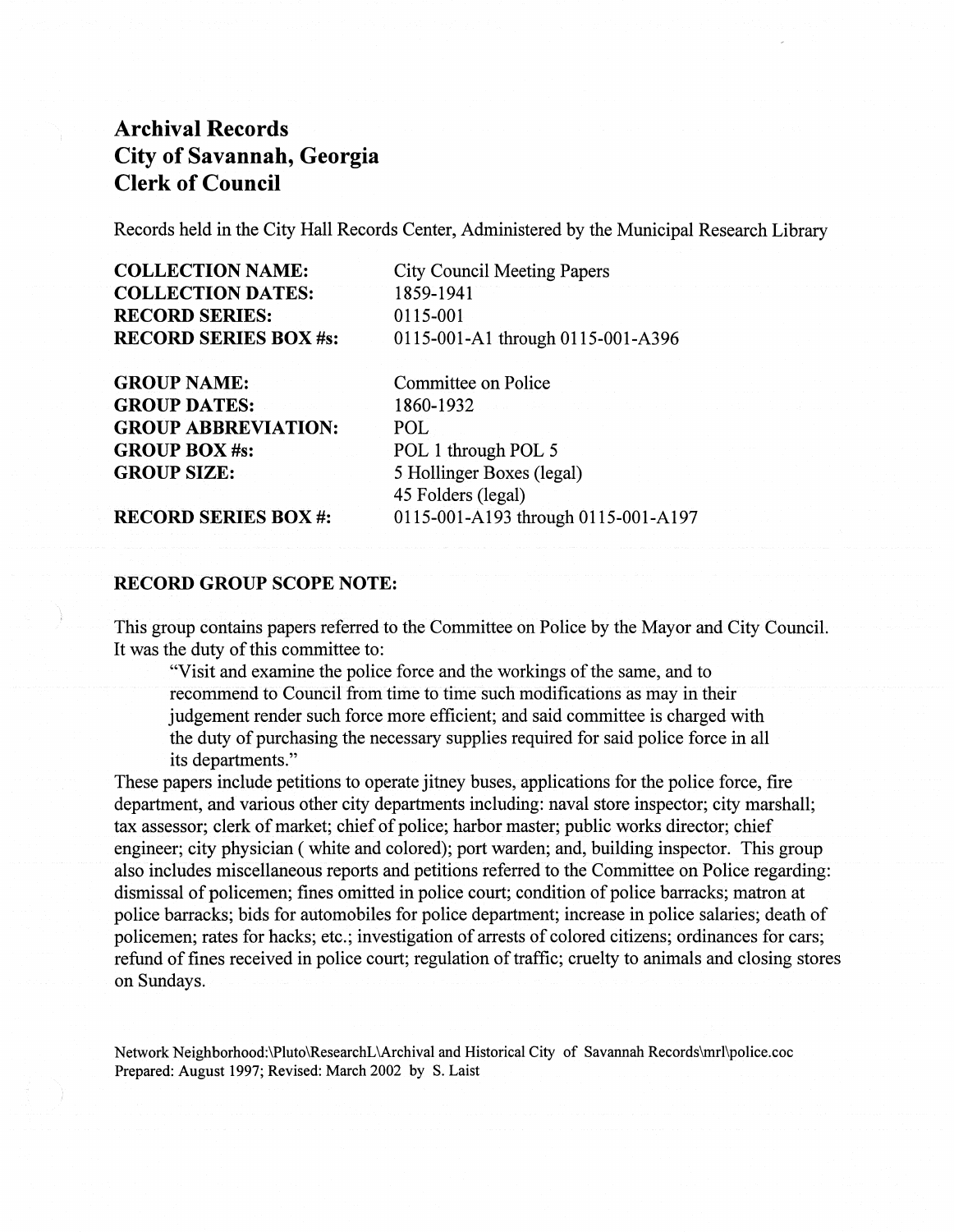# Archival Records
# City of Savannah, Georgia
# Clerk of Council

Records held in the City Hall Records Center, Administered by the Municipal Research Library

| | |
|---|---|
| **COLLECTION NAME:** | City Council Meeting Papers |
| **COLLECTION DATES:** | 1859-1941 |
| **RECORD SERIES:** | 0115-001 |
| **RECORD SERIES BOX #s:** | 0115-001-A1 through 0115-001-A396 |
| **GROUP NAME:** | Committee on Police |
| **GROUP DATES:** | 1860-1932 |
| **GROUP ABBREVIATION:** | POL |
| **GROUP BOX #s:** | POL 1 through POL 5 |
| **GROUP SIZE:** | 5 Hollinger Boxes (legal)<br>45 Folders (legal) |
| **RECORD SERIES BOX #:** | 0115-001-A193 through 0115-001-A197 |

**RECORD GROUP SCOPE NOTE:**

This group contains papers referred to the Committee on Police by the Mayor and City Council. It was the duty of this committee to:

> "Visit and examine the police force and the workings of the same, and to recommend to Council from time to time such modifications as may in their judgement render such force more efficient; and said committee is charged with the duty of purchasing the necessary supplies required for said police force in all its departments."

These papers include petitions to operate jitney buses, applications for the police force, fire department, and various other city departments including: naval store inspector; city marshall; tax assessor; clerk of market; chief of police; harbor master; public works director; chief engineer; city physician ( white and colored); port warden; and, building inspector. This group also includes miscellaneous reports and petitions referred to the Committee on Police regarding: dismissal of policemen; fines omitted in police court; condition of police barracks; matron at police barracks; bids for automobiles for police department; increase in police salaries; death of policemen; rates for hacks; etc.; investigation of arrests of colored citizens; ordinances for cars; refund of fines received in police court; regulation of traffic; cruelty to animals and closing stores on Sundays.

Network Neighborhood:\Pluto\ResearchL\Archival and Historical City of Savannah Records\mrl\police.coc
Prepared: August 1997; Revised: March 2002 by S. Laist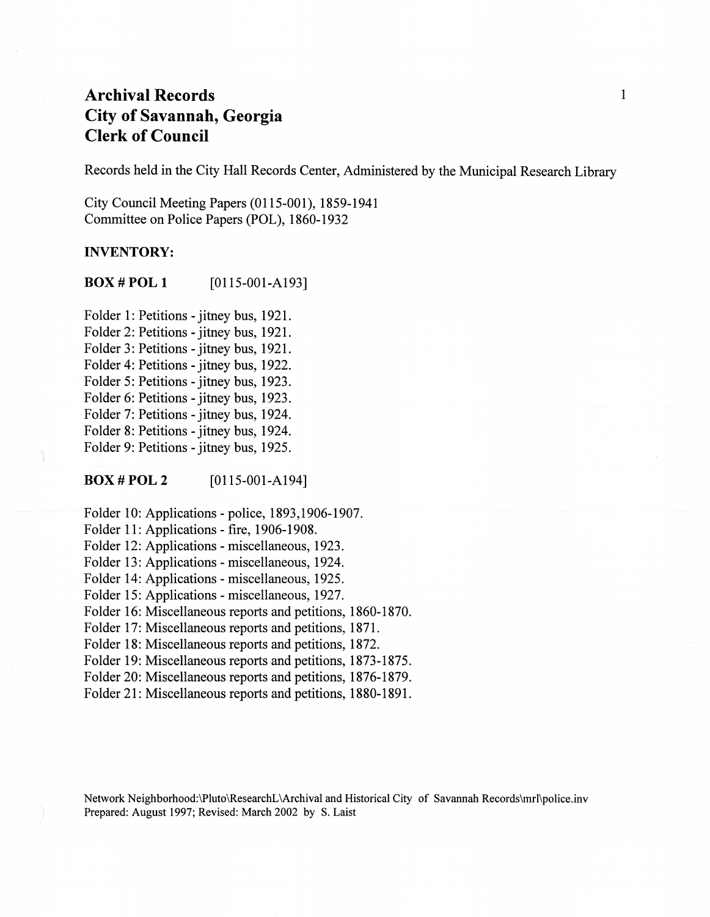# Archival Records
# City of Savannah, Georgia
# Clerk of Council

Records held in the City Hall Records Center, Administered by the Municipal Research Library

City Council Meeting Papers (0115-001), 1859-1941
Committee on Police Papers (POL), 1860-1932

**INVENTORY:**

**BOX # POL 1** [0115-001-A193]

Folder 1: Petitions - jitney bus, 1921.
Folder 2: Petitions - jitney bus, 1921.
Folder 3: Petitions - jitney bus, 1921.
Folder 4: Petitions - jitney bus, 1922.
Folder 5: Petitions - jitney bus, 1923.
Folder 6: Petitions - jitney bus, 1923.
Folder 7: Petitions - jitney bus, 1924.
Folder 8: Petitions - jitney bus, 1924.
Folder 9: Petitions - jitney bus, 1925.

**BOX # POL 2** [0115-001-A194]

Folder 10: Applications - police, 1893,1906-1907.
Folder 11: Applications - fire, 1906-1908.
Folder 12: Applications - miscellaneous, 1923.
Folder 13: Applications - miscellaneous, 1924.
Folder 14: Applications - miscellaneous, 1925.
Folder 15: Applications - miscellaneous, 1927.
Folder 16: Miscellaneous reports and petitions, 1860-1870.
Folder 17: Miscellaneous reports and petitions, 1871.
Folder 18: Miscellaneous reports and petitions, 1872.
Folder 19: Miscellaneous reports and petitions, 1873-1875.
Folder 20: Miscellaneous reports and petitions, 1876-1879.
Folder 21: Miscellaneous reports and petitions, 1880-1891.

Network Neighborhood:\Pluto\ResearchL\Archival and Historical City of Savannah Records\mrl\police.inv
Prepared: August 1997; Revised: March 2002 by S. Laist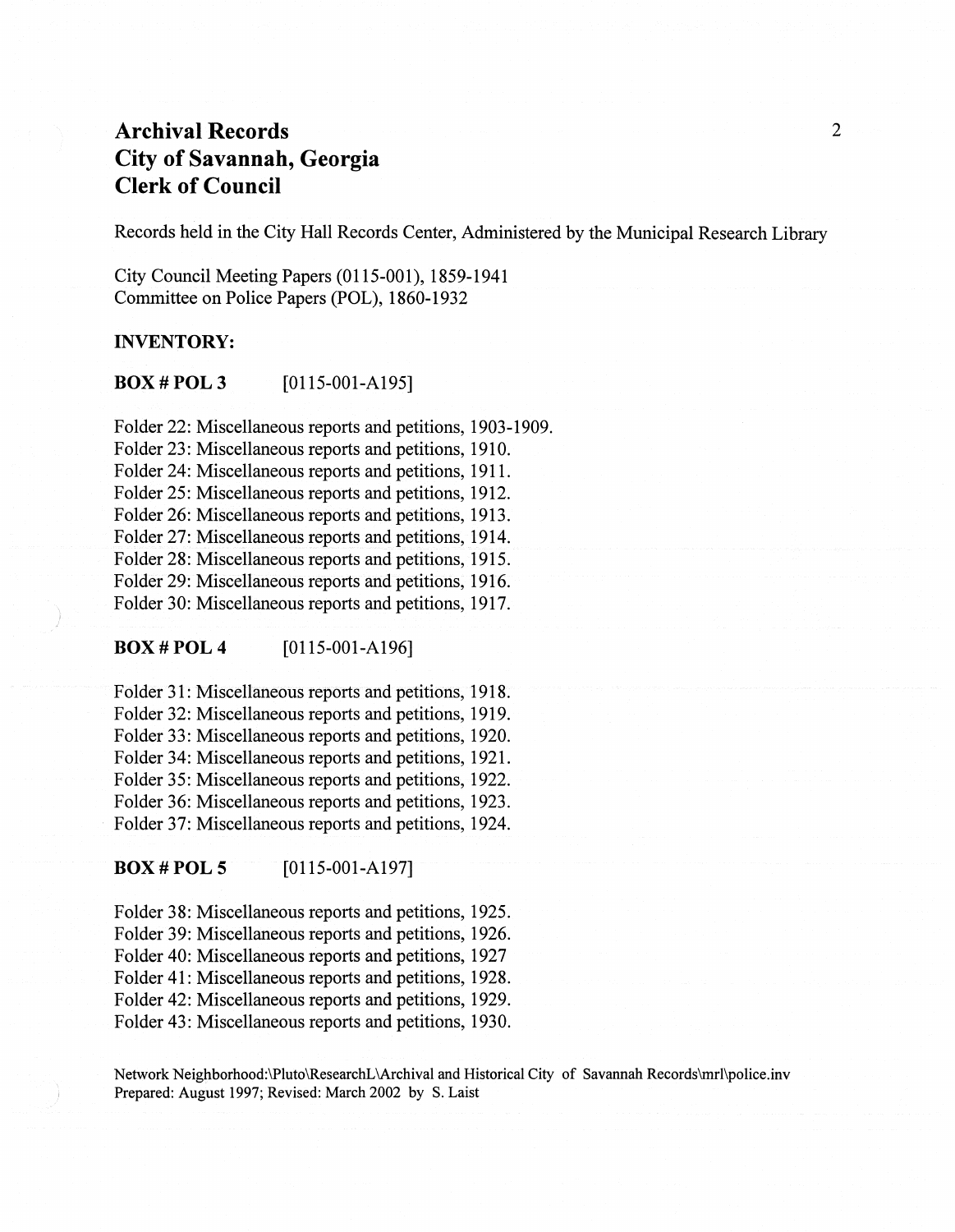## Archival Records
## City of Savannah, Georgia
## Clerk of Council

Records held in the City Hall Records Center, Administered by the Municipal Research Library

City Council Meeting Papers (0115-001), 1859-1941
Committee on Police Papers (POL), 1860-1932

**INVENTORY:**

**BOX # POL 3** [0115-001-A195]

Folder 22: Miscellaneous reports and petitions, 1903-1909.
Folder 23: Miscellaneous reports and petitions, 1910.
Folder 24: Miscellaneous reports and petitions, 1911.
Folder 25: Miscellaneous reports and petitions, 1912.
Folder 26: Miscellaneous reports and petitions, 1913.
Folder 27: Miscellaneous reports and petitions, 1914.
Folder 28: Miscellaneous reports and petitions, 1915.
Folder 29: Miscellaneous reports and petitions, 1916.
Folder 30: Miscellaneous reports and petitions, 1917.

**BOX # POL 4** [0115-001-A196]

Folder 31: Miscellaneous reports and petitions, 1918.
Folder 32: Miscellaneous reports and petitions, 1919.
Folder 33: Miscellaneous reports and petitions, 1920.
Folder 34: Miscellaneous reports and petitions, 1921.
Folder 35: Miscellaneous reports and petitions, 1922.
Folder 36: Miscellaneous reports and petitions, 1923.
Folder 37: Miscellaneous reports and petitions, 1924.

**BOX # POL 5** [0115-001-A197]

Folder 38: Miscellaneous reports and petitions, 1925.
Folder 39: Miscellaneous reports and petitions, 1926.
Folder 40: Miscellaneous reports and petitions, 1927
Folder 41: Miscellaneous reports and petitions, 1928.
Folder 42: Miscellaneous reports and petitions, 1929.
Folder 43: Miscellaneous reports and petitions, 1930.

Network Neighborhood:\Pluto\ResearchL\Archival and Historical City of Savannah Records\mrl\police.inv
Prepared: August 1997; Revised: March 2002 by S. Laist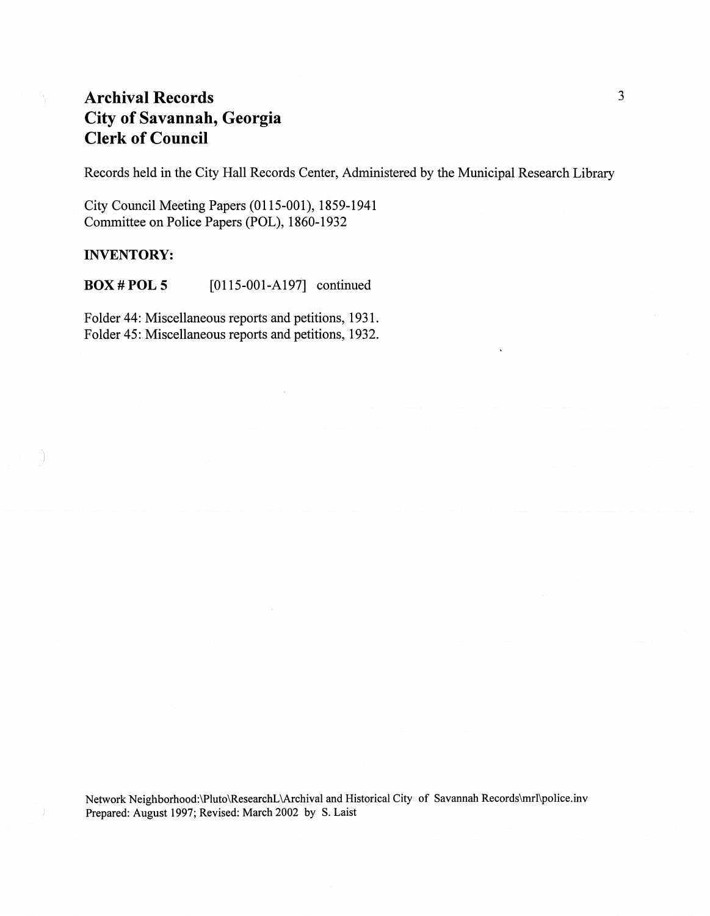# Archival Records
# City of Savannah, Georgia
# Clerk of Council

Records held in the City Hall Records Center, Administered by the Municipal Research Library

City Council Meeting Papers (0115-001), 1859-1941
Committee on Police Papers (POL), 1860-1932

**INVENTORY:**

**BOX # POL 5** [0115-001-A197] continued

Folder 44: Miscellaneous reports and petitions, 1931.
Folder 45: Miscellaneous reports and petitions, 1932.

Network Neighborhood:\Pluto\ResearchL\Archival and Historical City of Savannah Records\mrl\police.inv
Prepared: August 1997; Revised: March 2002 by S. Laist